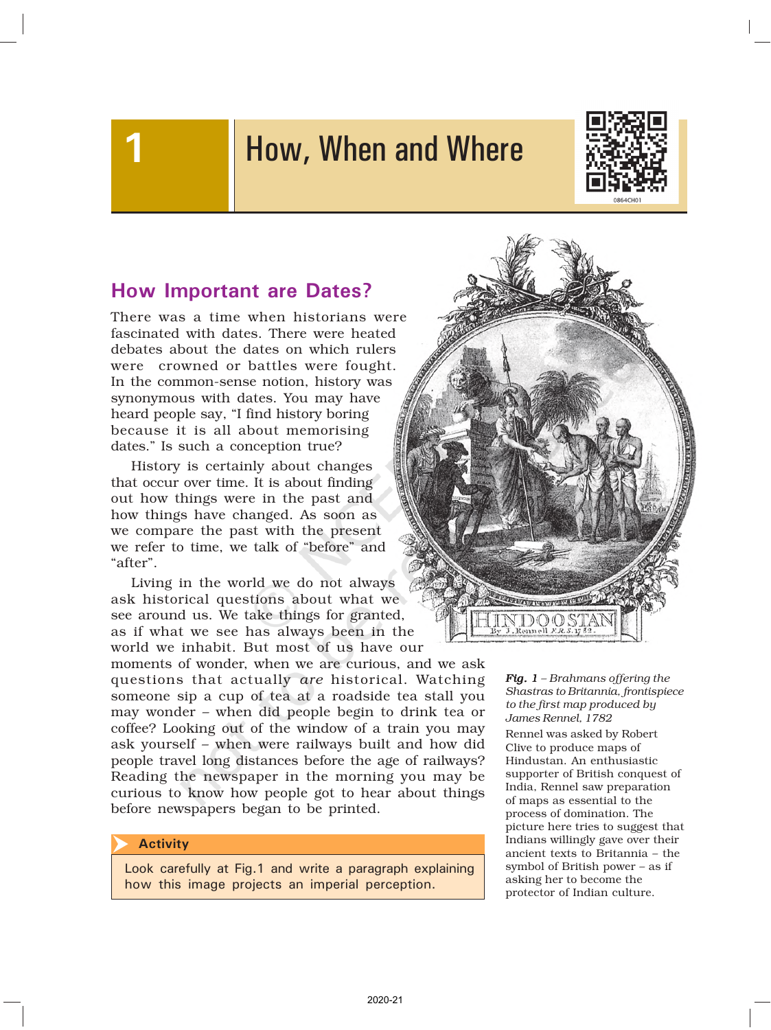# 1 How, When and Where

## How Important are Dates?

There was a time when historians were fascinated with dates. There were heated debates about the dates on which rulers were crowned or battles were fought. In the common-sense notion, history was synonymous with dates. You may have heard people say, "I find history boring because it is all about memorising dates." Is such a conception true?

History is certainly about changes that occur over time. It is about finding out how things were in the past and how things have changed. As soon as we compare the past with the present we refer to time, we talk of "before" and "after".

Living in the world we do not always ask historical questions about what we see around us. We take things for granted, as if what we see has always been in the world we inhabit. But most of us have our moments of wonder, when we are curious, and we ask questions that actually *are* historical. Watching someone sip a cup of tea at a roadside tea stall you may wonder – when did people begin to drink tea or coffee? Looking out of the window of a train you may ask yourself – when were railways built and how did people travel long distances before the age of railways? Reading the newspaper in the morning you may be curious to know how people got to hear about things before newspapers began to be printed.

**Activity**

Look carefully at Fig.1 and write a paragraph explaining how this image projects an imperial perception.

***Fig. 1*** *– Brahmans offering the Shastras to Britannia, frontispiece to the first map produced by James Rennel, 1782*

Rennel was asked by Robert Clive to produce maps of Hindustan. An enthusiastic supporter of British conquest of India, Rennel saw preparation of maps as essential to the process of domination. The picture here tries to suggest that Indians willingly gave over their ancient texts to Britannia – the symbol of British power – as if asking her to become the protector of Indian culture.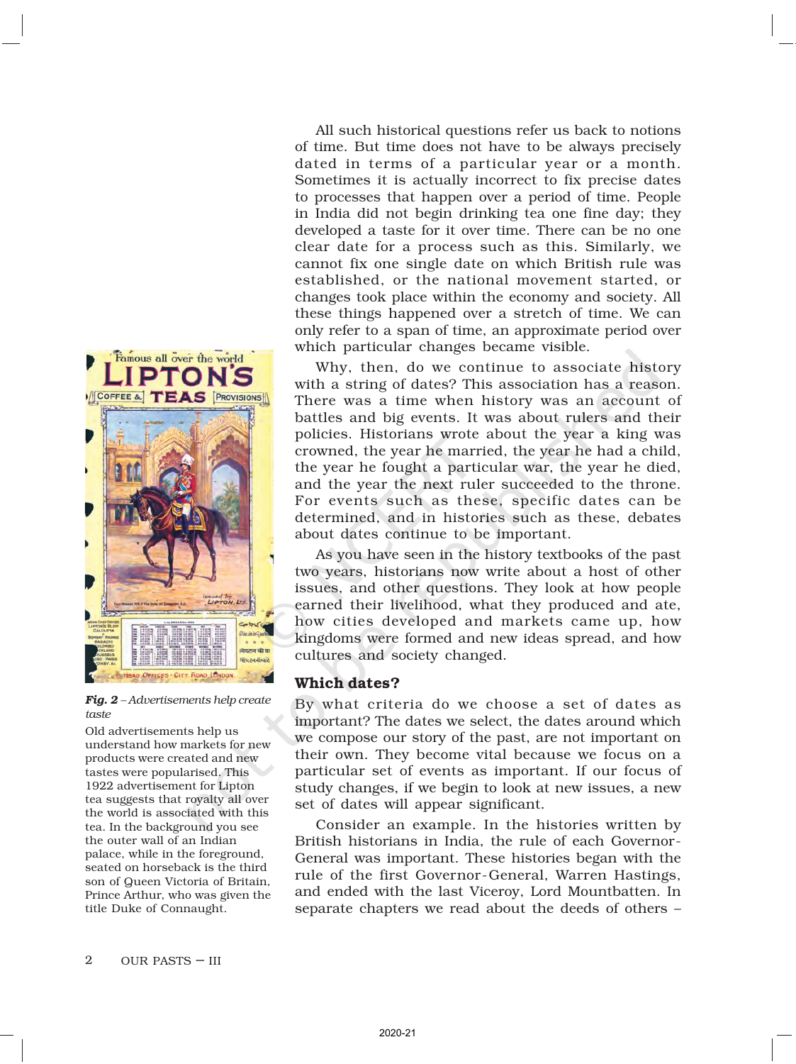All such historical questions refer us back to notions of time. But time does not have to be always precisely dated in terms of a particular year or a month. Sometimes it is actually incorrect to fix precise dates to processes that happen over a period of time. People in India did not begin drinking tea one fine day; they developed a taste for it over time. There can be no one clear date for a process such as this. Similarly, we cannot fix one single date on which British rule was established, or the national movement started, or changes took place within the economy and society. All these things happened over a stretch of time. We can only refer to a span of time, an approximate period over which particular changes became visible.

Why, then, do we continue to associate history with a string of dates? This association has a reason. There was a time when history was an account of battles and big events. It was about rulers and their policies. Historians wrote about the year a king was crowned, the year he married, the year he had a child, the year he fought a particular war, the year he died, and the year the next ruler succeeded to the throne. For events such as these, specific dates can be determined, and in histories such as these, debates about dates continue to be important.

As you have seen in the history textbooks of the past two years, historians now write about a host of other issues, and other questions. They look at how people earned their livelihood, what they produced and ate, how cities developed and markets came up, how kingdoms were formed and new ideas spread, and how cultures and society changed.

***Fig. 2** – Advertisements help create taste*

Old advertisements help us understand how markets for new products were created and new tastes were popularised. This 1922 advertisement for Lipton tea suggests that royalty all over the world is associated with this tea. In the background you see the outer wall of an Indian palace, while in the foreground, seated on horseback is the third son of Queen Victoria of Britain, Prince Arthur, who was given the title Duke of Connaught.

## Which dates?

By what criteria do we choose a set of dates as important? The dates we select, the dates around which we compose our story of the past, are not important on their own. They become vital because we focus on a particular set of events as important. If our focus of study changes, if we begin to look at new issues, a new set of dates will appear significant.

Consider an example. In the histories written by British historians in India, the rule of each Governor-General was important. These histories began with the rule of the first Governor-General, Warren Hastings, and ended with the last Viceroy, Lord Mountbatten. In separate chapters we read about the deeds of others –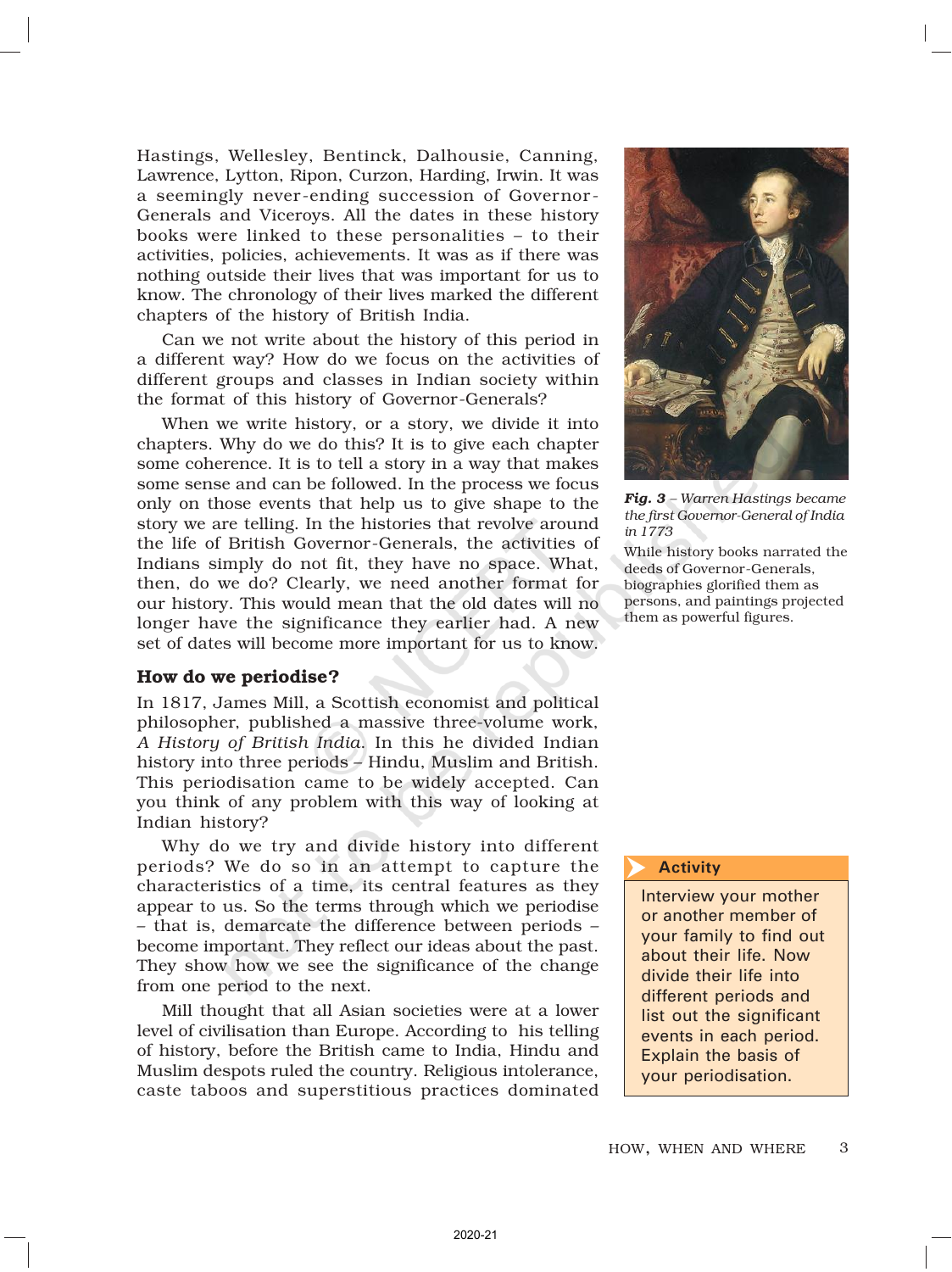Hastings, Wellesley, Bentinck, Dalhousie, Canning, Lawrence, Lytton, Ripon, Curzon, Harding, Irwin. It was a seemingly never-ending succession of Governor-Generals and Viceroys. All the dates in these history books were linked to these personalities – to their activities, policies, achievements. It was as if there was nothing outside their lives that was important for us to know. The chronology of their lives marked the different chapters of the history of British India.

Can we not write about the history of this period in a different way? How do we focus on the activities of different groups and classes in Indian society within the format of this history of Governor-Generals?

When we write history, or a story, we divide it into chapters. Why do we do this? It is to give each chapter some coherence. It is to tell a story in a way that makes some sense and can be followed. In the process we focus only on those events that help us to give shape to the story we are telling. In the histories that revolve around the life of British Governor-Generals, the activities of Indians simply do not fit, they have no space. What, then, do we do? Clearly, we need another format for our history. This would mean that the old dates will no longer have the significance they earlier had. A new set of dates will become more important for us to know.

***Fig. 3** – Warren Hastings became the first Governor-General of India in 1773*

While history books narrated the deeds of Governor-Generals, biographies glorified them as persons, and paintings projected them as powerful figures.

## How do we periodise?

In 1817, James Mill, a Scottish economist and political philosopher, published a massive three-volume work, *A History of British India*. In this he divided Indian history into three periods – Hindu, Muslim and British. This periodisation came to be widely accepted. Can you think of any problem with this way of looking at Indian history?

Why do we try and divide history into different periods? We do so in an attempt to capture the characteristics of a time, its central features as they appear to us. So the terms through which we periodise – that is, demarcate the difference between periods – become important. They reflect our ideas about the past. They show how we see the significance of the change from one period to the next.

Mill thought that all Asian societies were at a lower level of civilisation than Europe. According to his telling of history, before the British came to India, Hindu and Muslim despots ruled the country. Religious intolerance, caste taboos and superstitious practices dominated

**Activity**

Interview your mother or another member of your family to find out about their life. Now divide their life into different periods and list out the significant events in each period. Explain the basis of your periodisation.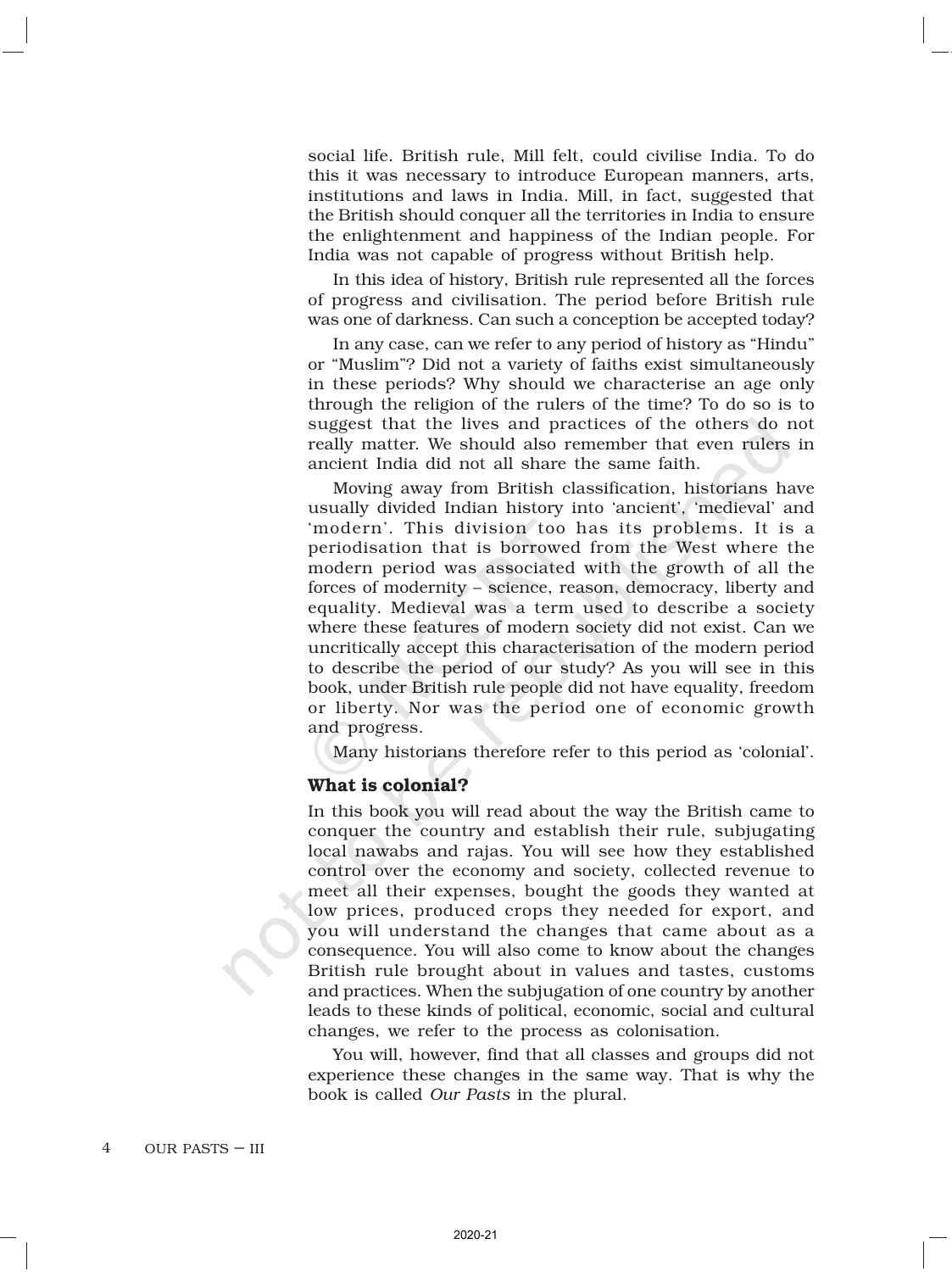social life. British rule, Mill felt, could civilise India. To do this it was necessary to introduce European manners, arts, institutions and laws in India. Mill, in fact, suggested that the British should conquer all the territories in India to ensure the enlightenment and happiness of the Indian people. For India was not capable of progress without British help.

In this idea of history, British rule represented all the forces of progress and civilisation. The period before British rule was one of darkness. Can such a conception be accepted today?

In any case, can we refer to any period of history as "Hindu" or "Muslim"? Did not a variety of faiths exist simultaneously in these periods? Why should we characterise an age only through the religion of the rulers of the time? To do so is to suggest that the lives and practices of the others do not really matter. We should also remember that even rulers in ancient India did not all share the same faith.

Moving away from British classification, historians have usually divided Indian history into 'ancient', 'medieval' and 'modern'. This division too has its problems. It is a periodisation that is borrowed from the West where the modern period was associated with the growth of all the forces of modernity – science, reason, democracy, liberty and equality. Medieval was a term used to describe a society where these features of modern society did not exist. Can we uncritically accept this characterisation of the modern period to describe the period of our study? As you will see in this book, under British rule people did not have equality, freedom or liberty. Nor was the period one of economic growth and progress.

Many historians therefore refer to this period as 'colonial'.

### What is colonial?

In this book you will read about the way the British came to conquer the country and establish their rule, subjugating local nawabs and rajas. You will see how they established control over the economy and society, collected revenue to meet all their expenses, bought the goods they wanted at low prices, produced crops they needed for export, and you will understand the changes that came about as a consequence. You will also come to know about the changes British rule brought about in values and tastes, customs and practices. When the subjugation of one country by another leads to these kinds of political, economic, social and cultural changes, we refer to the process as colonisation.

You will, however, find that all classes and groups did not experience these changes in the same way. That is why the book is called *Our Pasts* in the plural.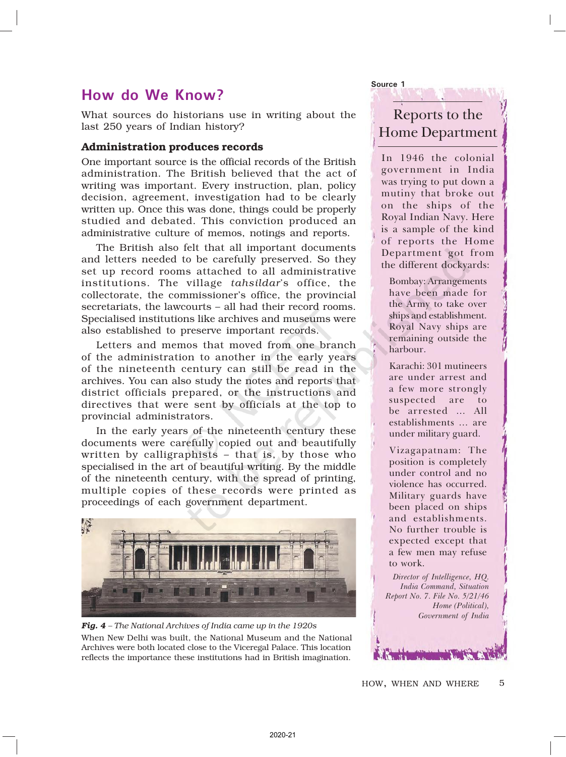## How do We Know?

What sources do historians use in writing about the last 250 years of Indian history?

### Administration produces records

One important source is the official records of the British administration. The British believed that the act of writing was important. Every instruction, plan, policy decision, agreement, investigation had to be clearly written up. Once this was done, things could be properly studied and debated. This conviction produced an administrative culture of memos, notings and reports.

The British also felt that all important documents and letters needed to be carefully preserved. So they set up record rooms attached to all administrative institutions. The village *tahsildar*'s office, the collectorate, the commissioner's office, the provincial secretariats, the lawcourts – all had their record rooms. Specialised institutions like archives and museums were also established to preserve important records.

Letters and memos that moved from one branch of the administration to another in the early years of the nineteenth century can still be read in the archives. You can also study the notes and reports that district officials prepared, or the instructions and directives that were sent by officials at the top to provincial administrators.

In the early years of the nineteenth century these documents were carefully copied out and beautifully written by calligraphists – that is, by those who specialised in the art of beautiful writing. By the middle of the nineteenth century, with the spread of printing, multiple copies of these records were printed as proceedings of each government department.

***Fig. 4*** *– The National Archives of India came up in the 1920s*

When New Delhi was built, the National Museum and the National Archives were both located close to the Viceregal Palace. This location reflects the importance these institutions had in British imagination.

**Source 1**

### Reports to the Home Department

In 1946 the colonial government in India was trying to put down a mutiny that broke out on the ships of the Royal Indian Navy. Here is a sample of the kind of reports the Home Department got from the different dockyards:

> Bombay: Arrangements have been made for the Army to take over ships and establishment. Royal Navy ships are remaining outside the harbour.
>
> Karachi: 301 mutineers are under arrest and a few more strongly suspected are to be arrested ... All establishments ... are under military guard.
>
> Vizagapatnam: The position is completely under control and no violence has occurred. Military guards have been placed on ships and establishments. No further trouble is expected except that a few men may refuse to work.

*Director of Intelligence, HQ. India Command, Situation Report No. 7. File No. 5/21/46 Home (Political), Government of India*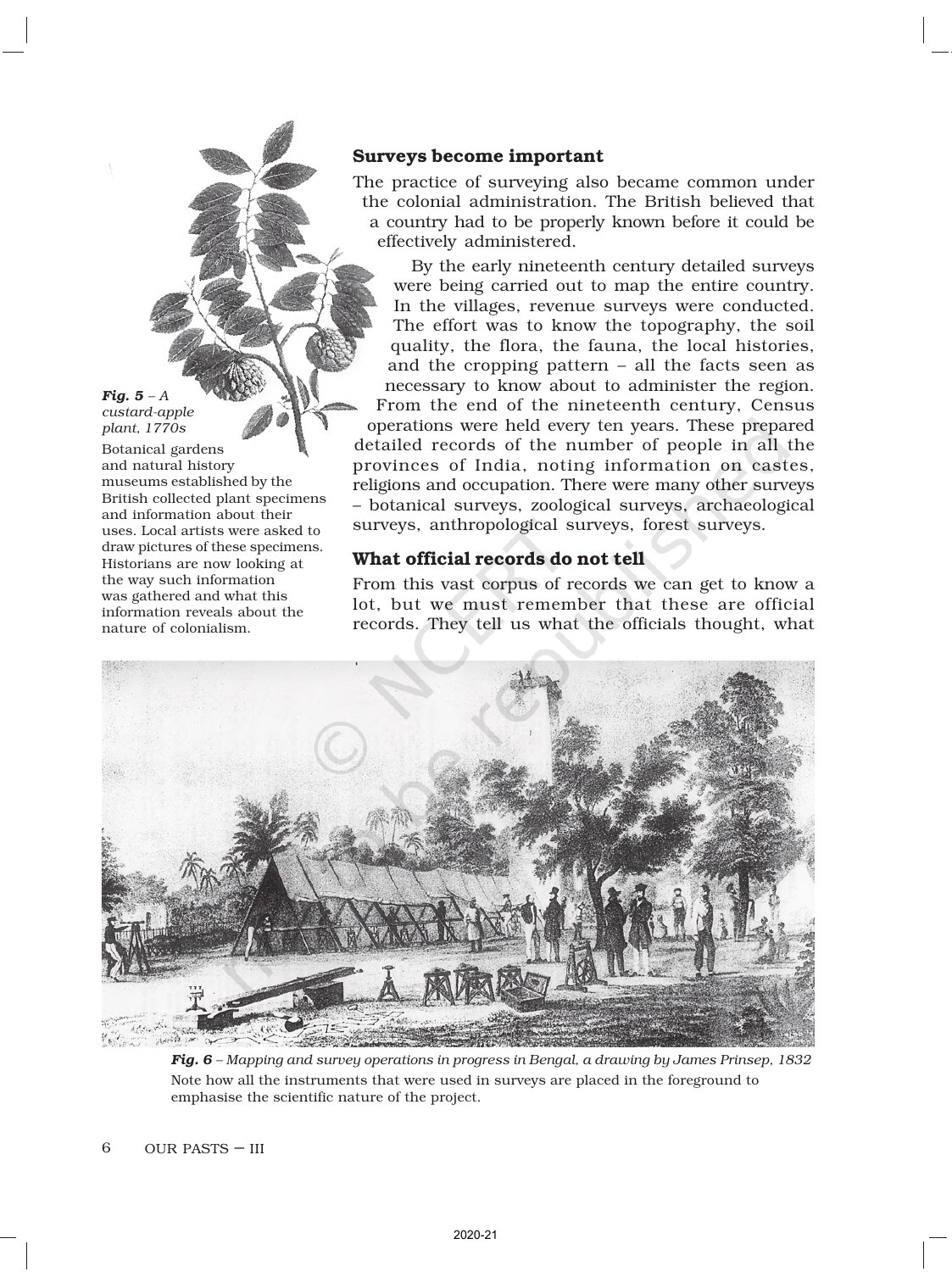*Fig. 5 – A custard-apple plant, 1770s*

Botanical gardens and natural history museums established by the British collected plant specimens and information about their uses. Local artists were asked to draw pictures of these specimens. Historians are now looking at the way such information was gathered and what this information reveals about the nature of colonialism.

## Surveys become important

The practice of surveying also became common under the colonial administration. The British believed that a country had to be properly known before it could be effectively administered.

By the early nineteenth century detailed surveys were being carried out to map the entire country. In the villages, revenue surveys were conducted. The effort was to know the topography, the soil quality, the flora, the fauna, the local histories, and the cropping pattern – all the facts seen as necessary to know about to administer the region. From the end of the nineteenth century, Census operations were held every ten years. These prepared detailed records of the number of people in all the provinces of India, noting information on castes, religions and occupation. There were many other surveys – botanical surveys, zoological surveys, archaeological surveys, anthropological surveys, forest surveys.

## What official records do not tell

From this vast corpus of records we can get to know a lot, but we must remember that these are official records. They tell us what the officials thought, what

*Fig. 6 – Mapping and survey operations in progress in Bengal, a drawing by James Prinsep, 1832*

Note how all the instruments that were used in surveys are placed in the foreground to emphasise the scientific nature of the project.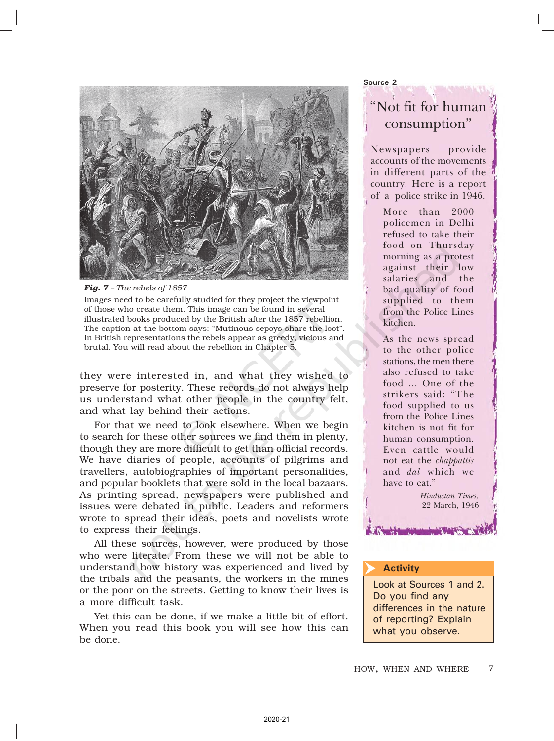*Fig. 7 – The rebels of 1857*

Images need to be carefully studied for they project the viewpoint of those who create them. This image can be found in several illustrated books produced by the British after the 1857 rebellion. The caption at the bottom says: "Mutinous sepoys share the loot". In British representations the rebels appear as greedy, vicious and brutal. You will read about the rebellion in Chapter 5.

they were interested in, and what they wished to preserve for posterity. These records do not always help us understand what other people in the country felt, and what lay behind their actions.

For that we need to look elsewhere. When we begin to search for these other sources we find them in plenty, though they are more difficult to get than official records. We have diaries of people, accounts of pilgrims and travellers, autobiographies of important personalities, and popular booklets that were sold in the local bazaars. As printing spread, newspapers were published and issues were debated in public. Leaders and reformers wrote to spread their ideas, poets and novelists wrote to express their feelings.

All these sources, however, were produced by those who were literate. From these we will not be able to understand how history was experienced and lived by the tribals and the peasants, the workers in the mines or the poor on the streets. Getting to know their lives is a more difficult task.

Yet this can be done, if we make a little bit of effort. When you read this book you will see how this can be done.

**Source 2**

## "Not fit for human consumption"

Newspapers provide accounts of the movements in different parts of the country. Here is a report of a police strike in 1946.

> More than 2000 policemen in Delhi refused to take their food on Thursday morning as a protest against their low salaries and the bad quality of food supplied to them from the Police Lines kitchen.
>
> As the news spread to the other police stations, the men there also refused to take food ... One of the strikers said: "The food supplied to us from the Police Lines kitchen is not fit for human consumption. Even cattle would not eat the *chappattis* and *dal* which we have to eat."
>
> *Hindustan Times*, 22 March, 1946

**Activity**

Look at Sources 1 and 2. Do you find any differences in the nature of reporting? Explain what you observe.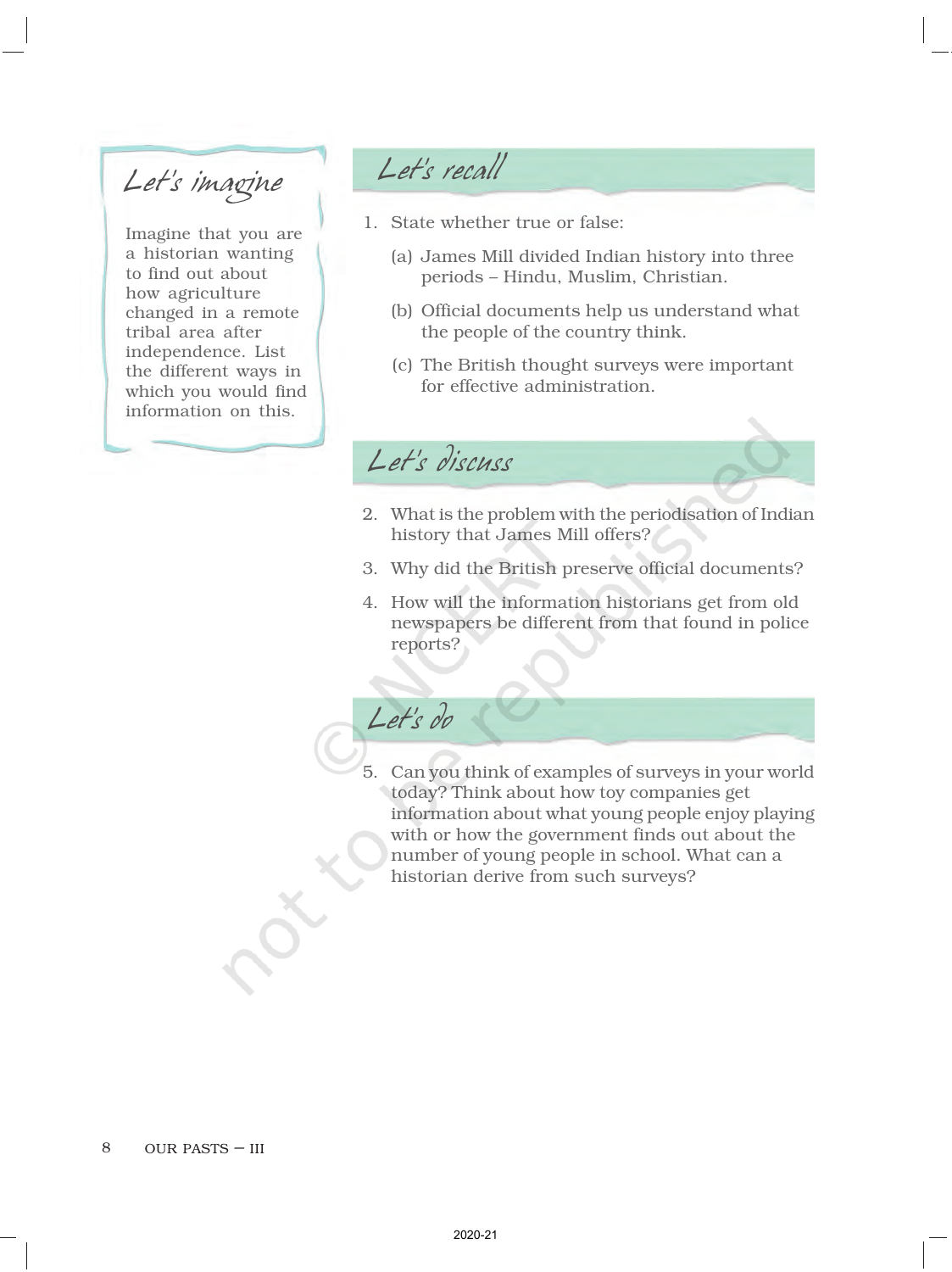## Let's imagine

Imagine that you are a historian wanting to find out about how agriculture changed in a remote tribal area after independence. List the different ways in which you would find information on this.

## Let's recall

1. State whether true or false:

   (a) James Mill divided Indian history into three periods – Hindu, Muslim, Christian.

   (b) Official documents help us understand what the people of the country think.

   (c) The British thought surveys were important for effective administration.

## Let's discuss

2. What is the problem with the periodisation of Indian history that James Mill offers?
3. Why did the British preserve official documents?
4. How will the information historians get from old newspapers be different from that found in police reports?

## Let's do

5. Can you think of examples of surveys in your world today? Think about how toy companies get information about what young people enjoy playing with or how the government finds out about the number of young people in school. What can a historian derive from such surveys?